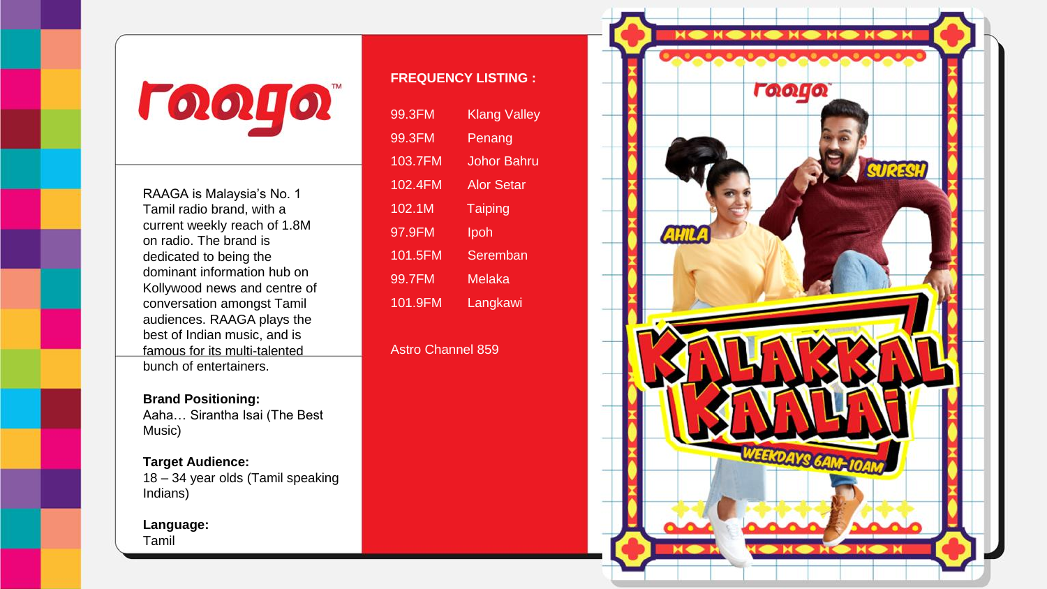# raaga™

RAAGA is Malaysia's No. 1 Tamil radio brand, with a current weekly reach of 1.8M on radio. The brand is dedicated to being the dominant information hub on Kollywood news and centre of conversation amongst Tamil audiences. RAAGA plays the best of Indian music, and is famous for its multi-talented bunch of entertainers.

**Brand Positioning:**
Aaha… Sirantha Isai (The Best Music)

**Target Audience:**
18 – 34 year olds (Tamil speaking Indians)

**Language:**
Tamil

**FREQUENCY LISTING :**

| | |
|---|---|
| 99.3FM | Klang Valley |
| 99.3FM | Penang |
| 103.7FM | Johor Bahru |
| 102.4FM | Alor Setar |
| 102.1M | Taiping |
| 97.9FM | Ipoh |
| 101.5FM | Seremban |
| 99.7FM | Melaka |
| 101.9FM | Langkawi |

Astro Channel 859

raaga

SURESH

AHILA

KALAKKAL KAALAI

WEEKDAYS 6AM-10AM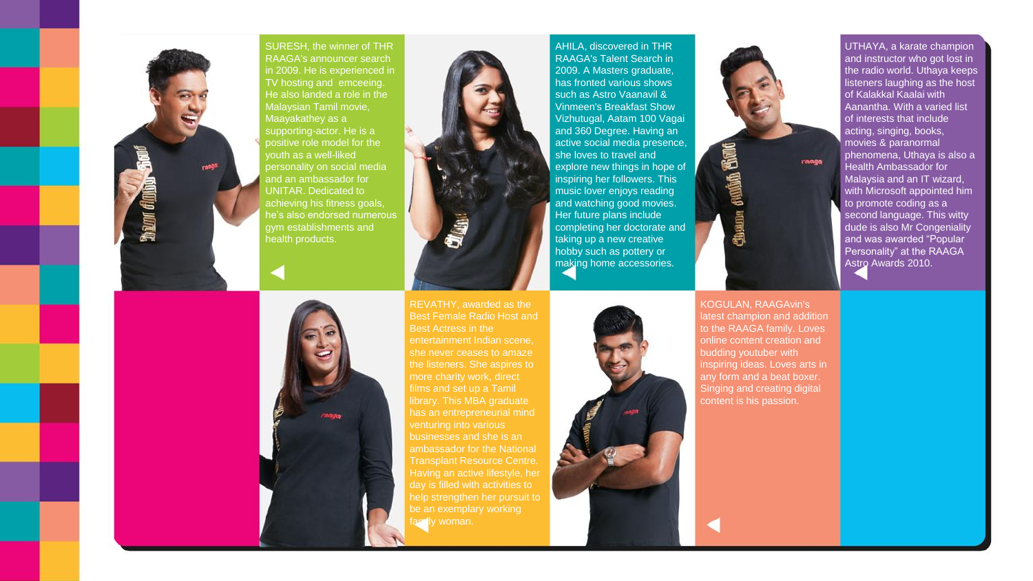SURESH, the winner of THR RAAGA's announcer search in 2009. He is experienced in TV hosting and emceeing. He also landed a role in the Malaysian Tamil movie, Maayakathey as a supporting-actor. He is a positive role model for the youth as a well-liked personality on social media and an ambassador for UNITAR. Dedicated to achieving his fitness goals, he's also endorsed numerous gym establishments and health products.

AHILA, discovered in THR RAAGA's Talent Search in 2009. A Masters graduate, has fronted various shows such as Astro Vaanavil & Vinmeen's Breakfast Show Vizhutugal, Aatam 100 Vagai and 360 Degree. Having an active social media presence, she loves to travel and explore new things in hope of inspiring her followers. This music lover enjoys reading and watching good movies. Her future plans include completing her doctorate and taking up a new creative hobby such as pottery or making home accessories.

UTHAYA, a karate champion and instructor who got lost in the radio world. Uthaya keeps listeners laughing as the host of Kalakkal Kaalai with Aanantha. With a varied list of interests that include acting, singing, books, movies & paranormal phenomena, Uthaya is also a Health Ambassador for Malaysia and an IT wizard, with Microsoft appointed him to promote coding as a second language. This witty dude is also Mr Congeniality and was awarded "Popular Personality" at the RAAGA Astro Awards 2010.

REVATHY, awarded as the Best Female Radio Host and Best Actress in the entertainment Indian scene, she never ceases to amaze the listeners. She aspires to more charity work, direct films and set up a Tamil library. This MBA graduate has an entrepreneurial mind venturing into various businesses and she is an ambassador for the National Transplant Resource Centre. Having an active lifestyle, her day is filled with activities to help strengthen her pursuit to be an exemplary working family woman.

KOGULAN, RAAGAvin's latest champion and addition to the RAAGA family. Loves online content creation and budding youtuber with inspiring ideas. Loves arts in any form and a beat boxer. Singing and creating digital content is his passion.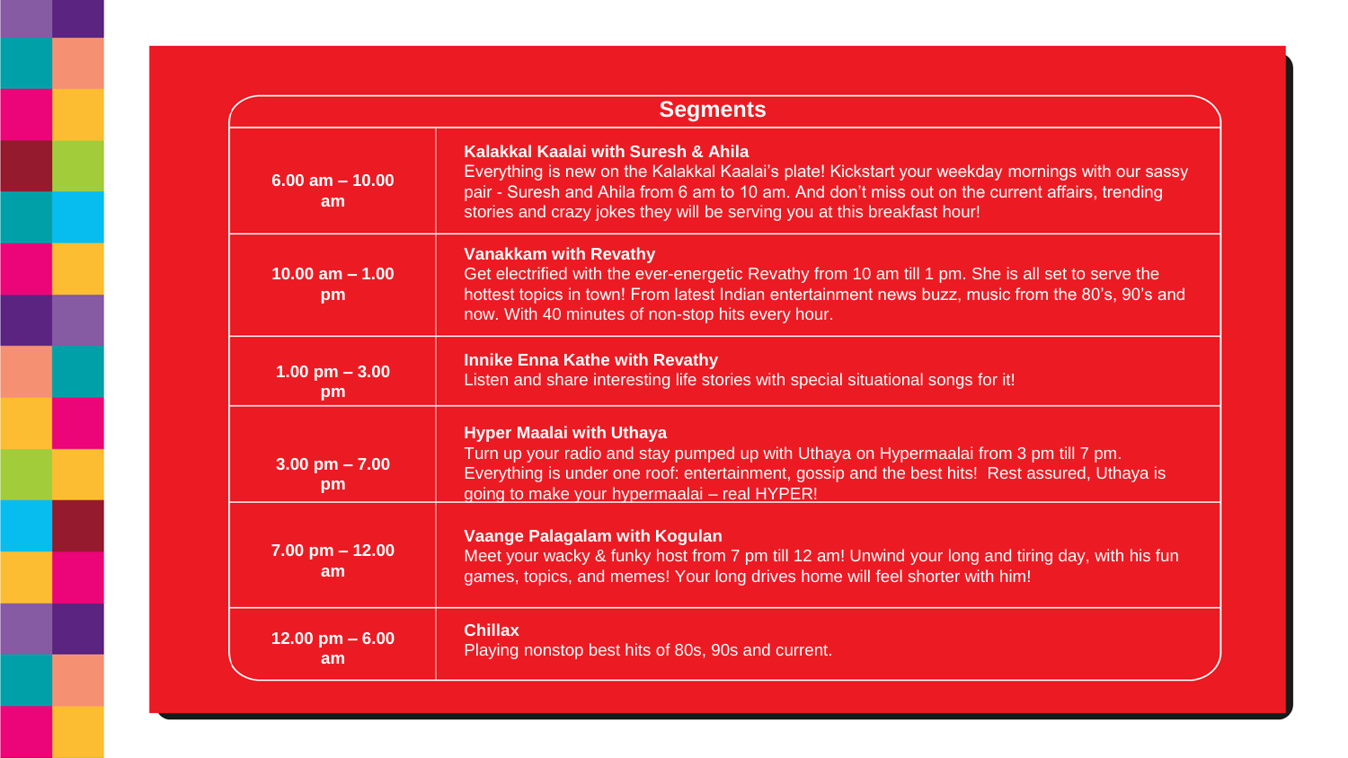| Segments | |
| --- | --- |
| **6.00 am – 10.00 am** | **Kalakkal Kaalai with Suresh & Ahila**<br>Everything is new on the Kalakkal Kaalai's plate! Kickstart your weekday mornings with our sassy pair - Suresh and Ahila from 6 am to 10 am. And don't miss out on the current affairs, trending stories and crazy jokes they will be serving you at this breakfast hour! |
| **10.00 am – 1.00 pm** | **Vanakkam with Revathy**<br>Get electrified with the ever-energetic Revathy from 10 am till 1 pm. She is all set to serve the hottest topics in town! From latest Indian entertainment news buzz, music from the 80's, 90's and now. With 40 minutes of non-stop hits every hour. |
| **1.00 pm – 3.00 pm** | **Innike Enna Kathe with Revathy**<br>Listen and share interesting life stories with special situational songs for it! |
| **3.00 pm – 7.00 pm** | **Hyper Maalai with Uthaya**<br>Turn up your radio and stay pumped up with Uthaya on Hypermaalai from 3 pm till 7 pm. Everything is under one roof: entertainment, gossip and the best hits! Rest assured, Uthaya is going to make your hypermaalai – real HYPER! |
| **7.00 pm – 12.00 am** | **Vaange Palagalam with Kogulan**<br>Meet your wacky & funky host from 7 pm till 12 am! Unwind your long and tiring day, with his fun games, topics, and memes! Your long drives home will feel shorter with him! |
| **12.00 pm – 6.00 am** | **Chillax**<br>Playing nonstop best hits of 80s, 90s and current. |